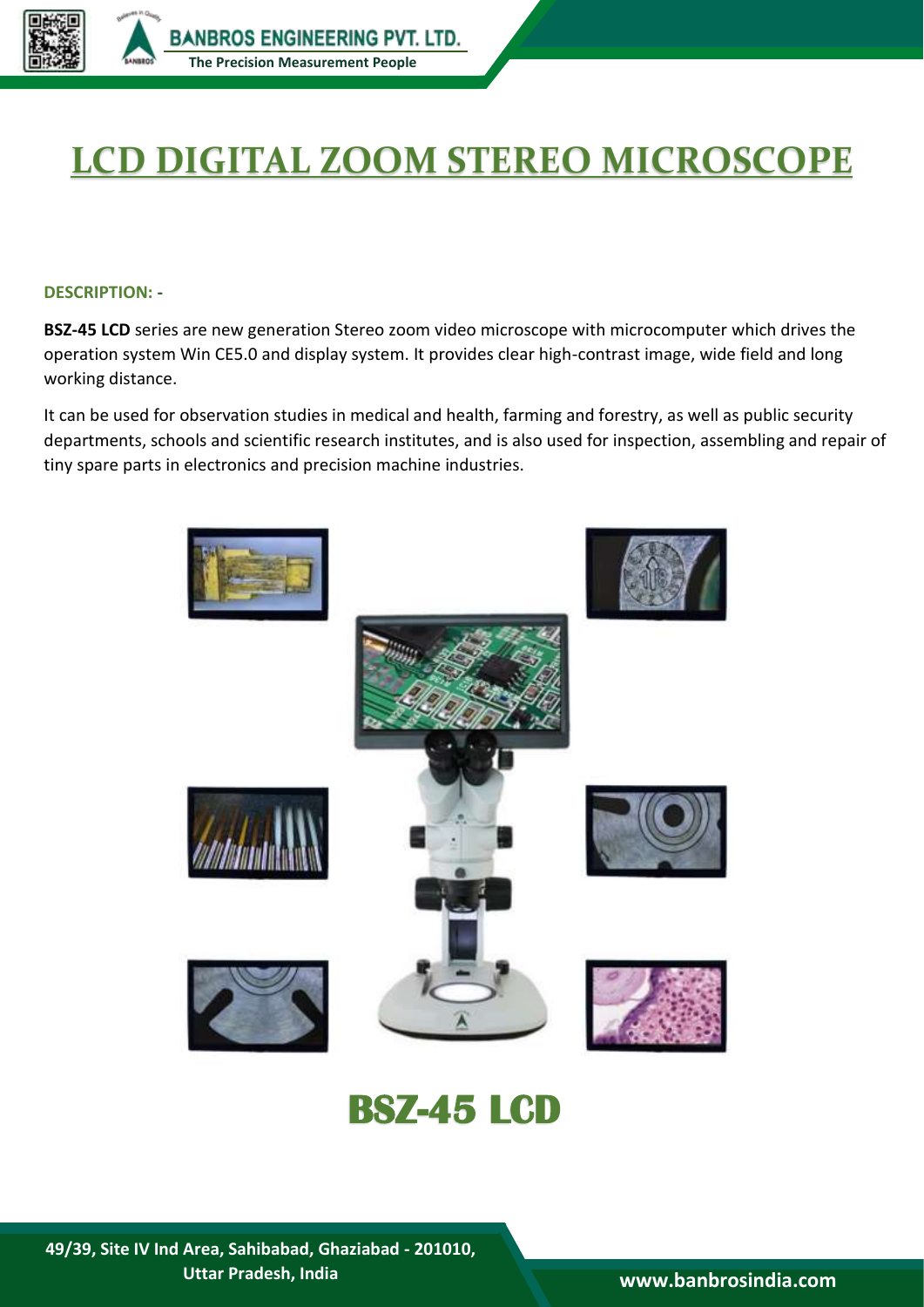# LCD DIGITAL ZOOM STEREO MICROSCOPE

**DESCRIPTION: -**

**BSZ-45 LCD** series are new generation Stereo zoom video microscope with microcomputer which drives the operation system Win CE5.0 and display system. It provides clear high-contrast image, wide field and long working distance.

It can be used for observation studies in medical and health, farming and forestry, as well as public security departments, schools and scientific research institutes, and is also used for inspection, assembling and repair of tiny spare parts in electronics and precision machine industries.

**BSZ-45 LCD**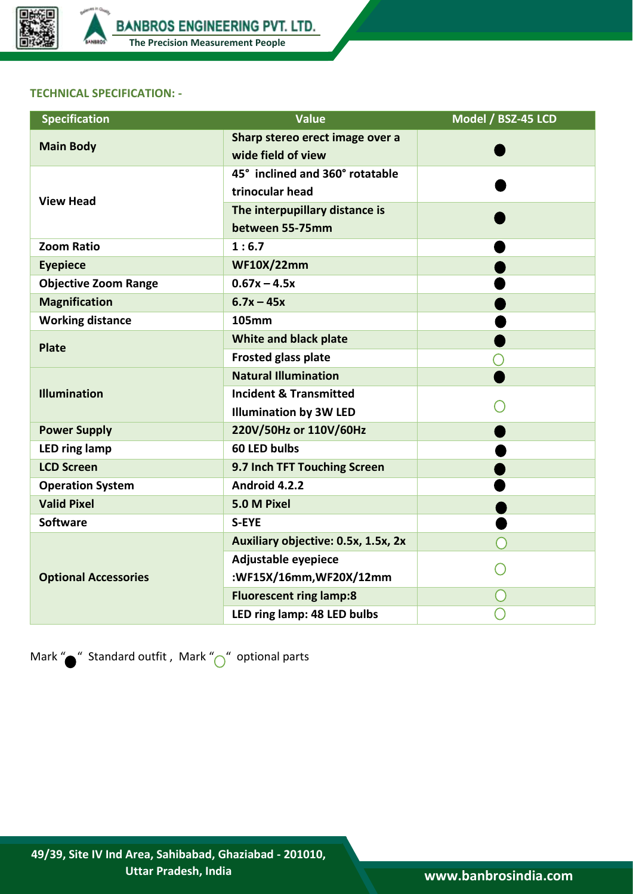### TECHNICAL SPECIFICATION: -

| Specification | Value | Model / BSZ-45 LCD |
|---|---|---|
| Main Body | Sharp stereo erect image over a wide field of view | ● |
| View Head | 45° inclined and 360° rotatable trinocular head | ● |
| | The interpupillary distance is between 55-75mm | ● |
| Zoom Ratio | 1 : 6.7 | ● |
| Eyepiece | WF10X/22mm | ● |
| Objective Zoom Range | 0.67x – 4.5x | ● |
| Magnification | 6.7x – 45x | ● |
| Working distance | 105mm | ● |
| Plate | White and black plate | ● |
| | Frosted glass plate | ○ |
| Illumination | Natural Illumination | ● |
| | Incident & Transmitted Illumination by 3W LED | ○ |
| Power Supply | 220V/50Hz or 110V/60Hz | ● |
| LED ring lamp | 60 LED bulbs | ● |
| LCD Screen | 9.7 Inch TFT Touching Screen | ● |
| Operation System | Android 4.2.2 | ● |
| Valid Pixel | 5.0 M Pixel | ● |
| Software | S-EYE | ● |
| Optional Accessories | Auxiliary objective: 0.5x, 1.5x, 2x | ○ |
| | Adjustable eyepiece :WF15X/16mm,WF20X/12mm | ○ |
| | Fluorescent ring lamp:8 | ○ |
| | LED ring lamp: 48 LED bulbs | ○ |

Mark "●" Standard outfit , Mark "○" optional parts